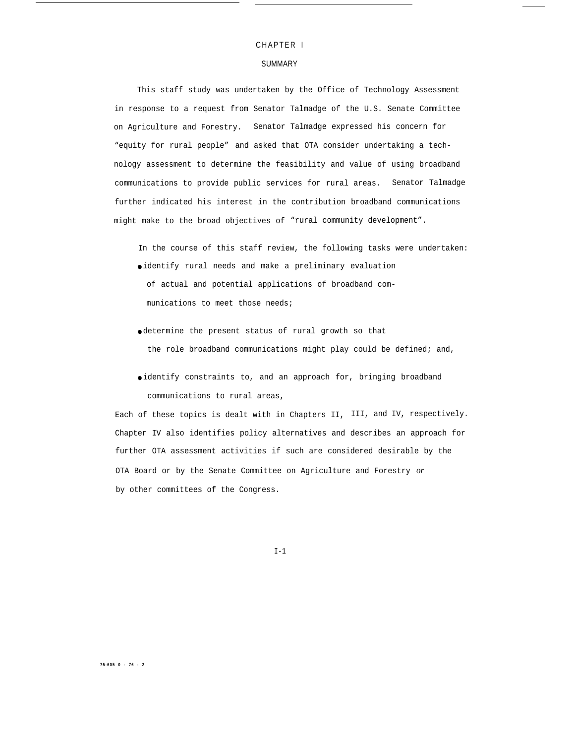# CHAPTER I

## SUMMARY

This staff study was undertaken by the Office of Technology Assessment in response to a request from Senator Talmadge of the U.S. Senate Committee on Agriculture and Forestry. Senator Talmadge expressed his concern for "equity for rural people" and asked that OTA consider undertaking a technology assessment to determine the feasibility and value of using broadband communications to provide public services for rural areas. Senator Talmadge further indicated his interest in the contribution broadband communications might make to the broad objectives of "rural community development".

In the course of this staff review, the following tasks were undertaken:

- identify rural needs and make a preliminary evaluation of actual and potential applications of broadband communications to meet those needs;
- determine the present status of rural growth so that the role broadband communications might play could be defined; and,
- identify constraints to, and an approach for, bringing broadband communications to rural areas,

Each of these topics is dealt with in Chapters II, III, and IV, respectively. Chapter IV also identifies policy alternatives and describes an approach for further OTA assessment activities if such are considered desirable by the OTA Board or by the Senate Committee on Agriculture and Forestry *or* by other committees of the Congress.

75-605 O - 76 - 2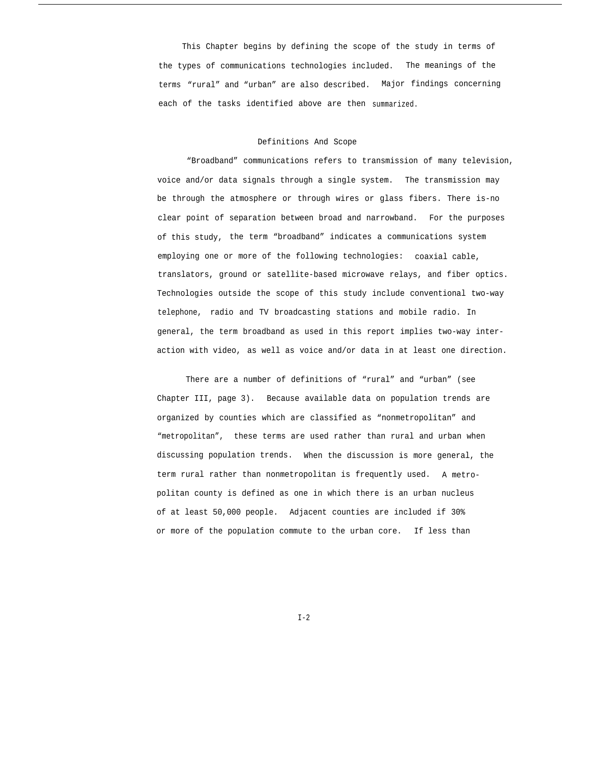This Chapter begins by defining the scope of the study in terms of the types of communications technologies included. The meanings of the terms "rural" and "urban" are also described. Major findings concerning each of the tasks identified above are then summarized.

## Definitions And Scope

"Broadband" communications refers to transmission of many television, voice and/or data signals through a single system. The transmission may be through the atmosphere or through wires or glass fibers. There is-no clear point of separation between broad and narrowband. For the purposes of this study, the term "broadband" indicates a communications system employing one or more of the following technologies: coaxial cable, translators, ground or satellite-based microwave relays, and fiber optics. Technologies outside the scope of this study include conventional two-way telephone, radio and TV broadcasting stations and mobile radio. In general, the term broadband as used in this report implies two-way interaction with video, as well as voice and/or data in at least one direction.

There are a number of definitions of "rural" and "urban" (see Chapter III, page 3). Because available data on population trends are organized by counties which are classified as "nonmetropolitan" and "metropolitan", these terms are used rather than rural and urban when discussing population trends. When the discussion is more general, the term rural rather than nonmetropolitan is frequently used. A metropolitan county is defined as one in which there is an urban nucleus of at least 50,000 people. Adjacent counties are included if 30% or more of the population commute to the urban core. If less than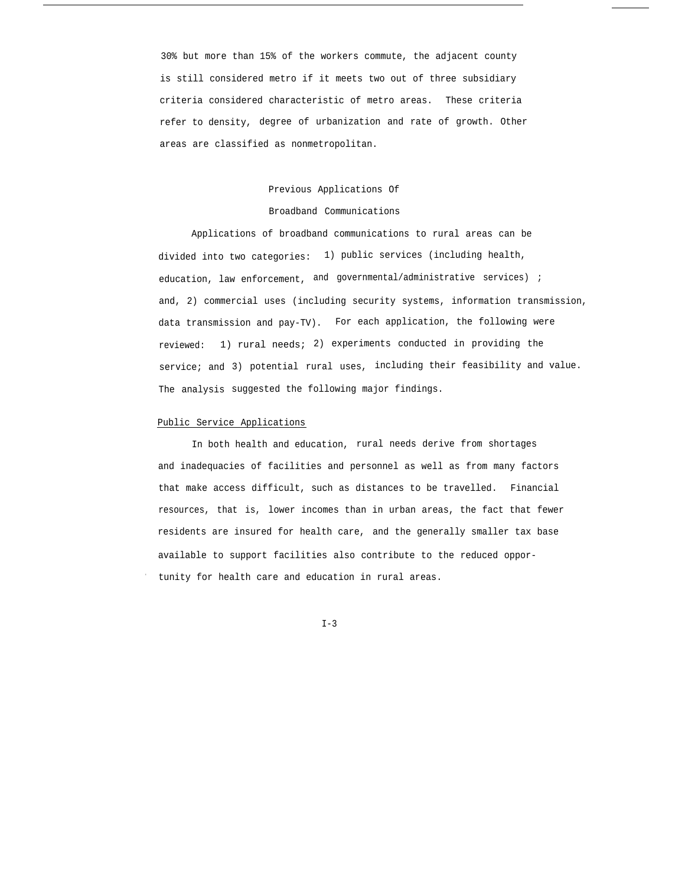30% but more than 15% of the workers commute, the adjacent county is still considered metro if it meets two out of three subsidiary criteria considered characteristic of metro areas. These criteria refer to density, degree of urbanization and rate of growth. Other areas are classified as nonmetropolitan.

## Previous Applications Of Broadband Communications

Applications of broadband communications to rural areas can be divided into two categories: 1) public services (including health, education, law enforcement, and governmental/administrative services); and, 2) commercial uses (including security systems, information transmission, data transmission and pay-TV). For each application, the following were reviewed: 1) rural needs; 2) experiments conducted in providing the service; and 3) potential rural uses, including their feasibility and value. The analysis suggested the following major findings.

### Public Service Applications

In both health and education, rural needs derive from shortages and inadequacies of facilities and personnel as well as from many factors that make access difficult, such as distances to be travelled. Financial resources, that is, lower incomes than in urban areas, the fact that fewer residents are insured for health care, and the generally smaller tax base available to support facilities also contribute to the reduced opportunity for health care and education in rural areas.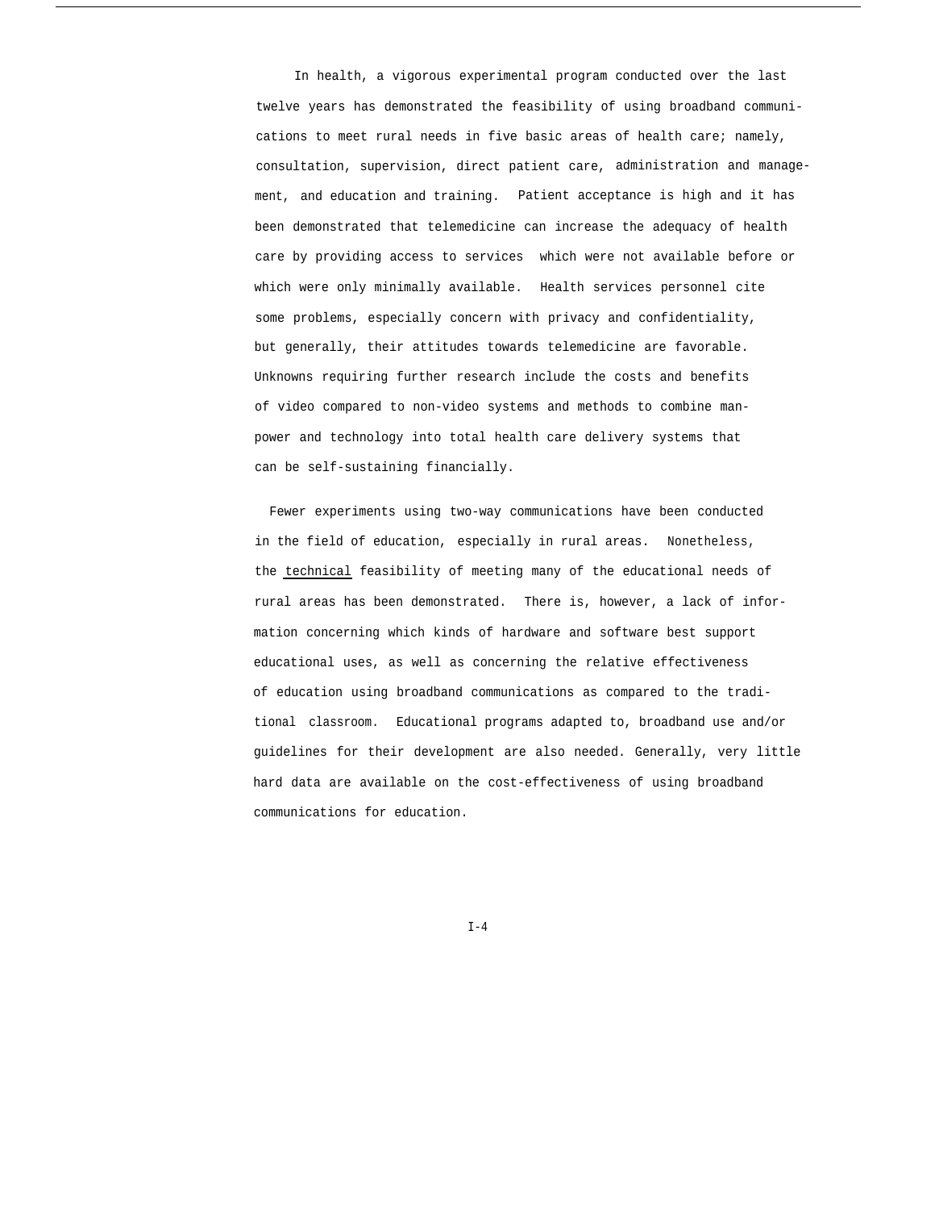In health, a vigorous experimental program conducted over the last twelve years has demonstrated the feasibility of using broadband communications to meet rural needs in five basic areas of health care; namely, consultation, supervision, direct patient care, administration and management, and education and training. Patient acceptance is high and it has been demonstrated that telemedicine can increase the adequacy of health care by providing access to services which were not available before or which were only minimally available. Health services personnel cite some problems, especially concern with privacy and confidentiality, but generally, their attitudes towards telemedicine are favorable. Unknowns requiring further research include the costs and benefits of video compared to non-video systems and methods to combine manpower and technology into total health care delivery systems that can be self-sustaining financially.

Fewer experiments using two-way communications have been conducted in the field of education, especially in rural areas. Nonetheless, the <u>technical</u> feasibility of meeting many of the educational needs of rural areas has been demonstrated. There is, however, a lack of information concerning which kinds of hardware and software best support educational uses, as well as concerning the relative effectiveness of education using broadband communications as compared to the traditional classroom. Educational programs adapted to, broadband use and/or guidelines for their development are also needed. Generally, very little hard data are available on the cost-effectiveness of using broadband communications for education.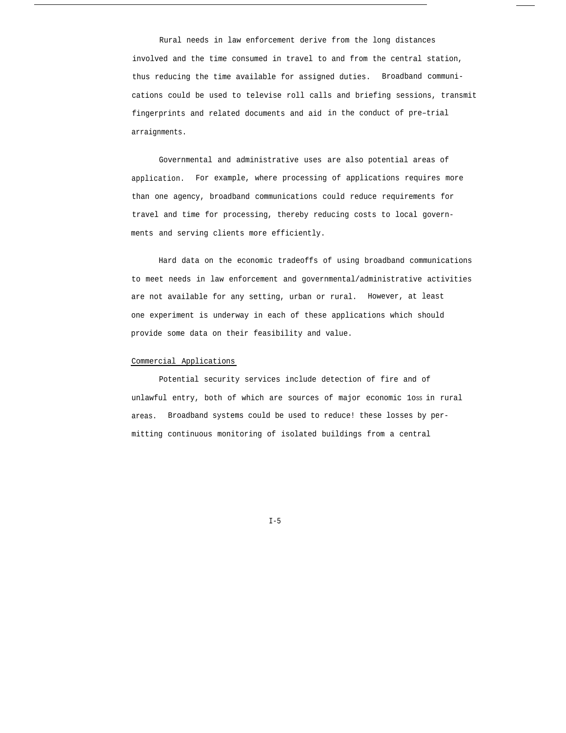Rural needs in law enforcement derive from the long distances involved and the time consumed in travel to and from the central station, thus reducing the time available for assigned duties. Broadband communications could be used to televise roll calls and briefing sessions, transmit fingerprints and related documents and aid in the conduct of pre–trial arraignments.

Governmental and administrative uses are also potential areas of application. For example, where processing of applications requires more than one agency, broadband communications could reduce requirements for travel and time for processing, thereby reducing costs to local governments and serving clients more efficiently.

Hard data on the economic tradeoffs of using broadband communications to meet needs in law enforcement and governmental/administrative activities are not available for any setting, urban or rural. However, at least one experiment is underway in each of these applications which should provide some data on their feasibility and value.

Commercial Applications

Potential security services include detection of fire and of unlawful entry, both of which are sources of major economic loss in rural areas. Broadband systems could be used to reduce! these losses by permitting continuous monitoring of isolated buildings from a central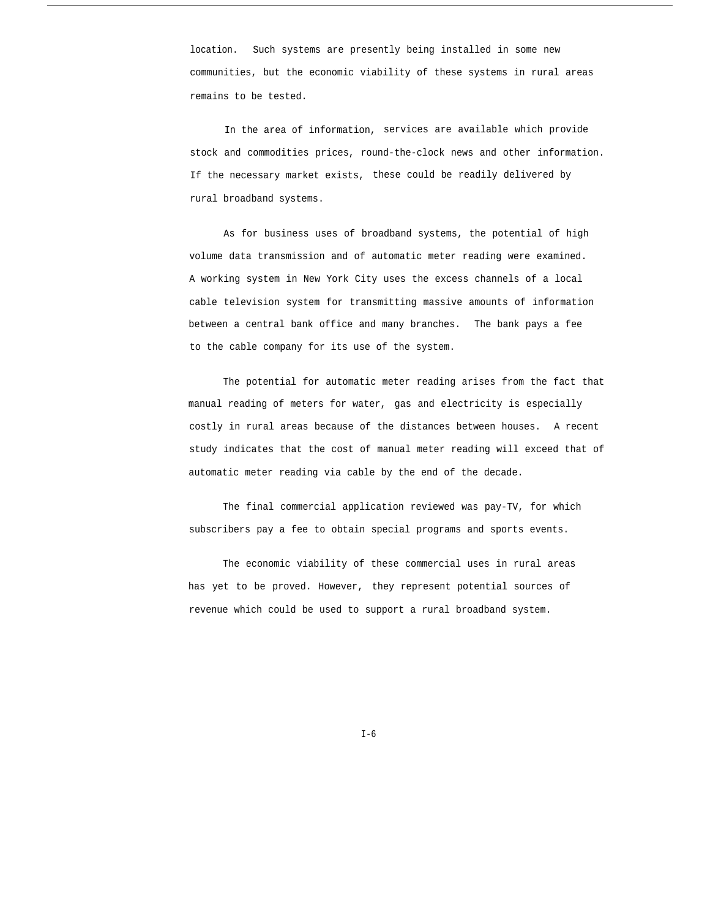location. Such systems are presently being installed in some new communities, but the economic viability of these systems in rural areas remains to be tested.

In the area of information, services are available which provide stock and commodities prices, round-the-clock news and other information. If the necessary market exists, these could be readily delivered by rural broadband systems.

As for business uses of broadband systems, the potential of high volume data transmission and of automatic meter reading were examined. A working system in New York City uses the excess channels of a local cable television system for transmitting massive amounts of information between a central bank office and many branches. The bank pays a fee to the cable company for its use of the system.

The potential for automatic meter reading arises from the fact that manual reading of meters for water, gas and electricity is especially costly in rural areas because of the distances between houses. A recent study indicates that the cost of manual meter reading will exceed that of automatic meter reading via cable by the end of the decade.

The final commercial application reviewed was pay-TV, for which subscribers pay a fee to obtain special programs and sports events.

The economic viability of these commercial uses in rural areas has yet to be proved. However, they represent potential sources of revenue which could be used to support a rural broadband system.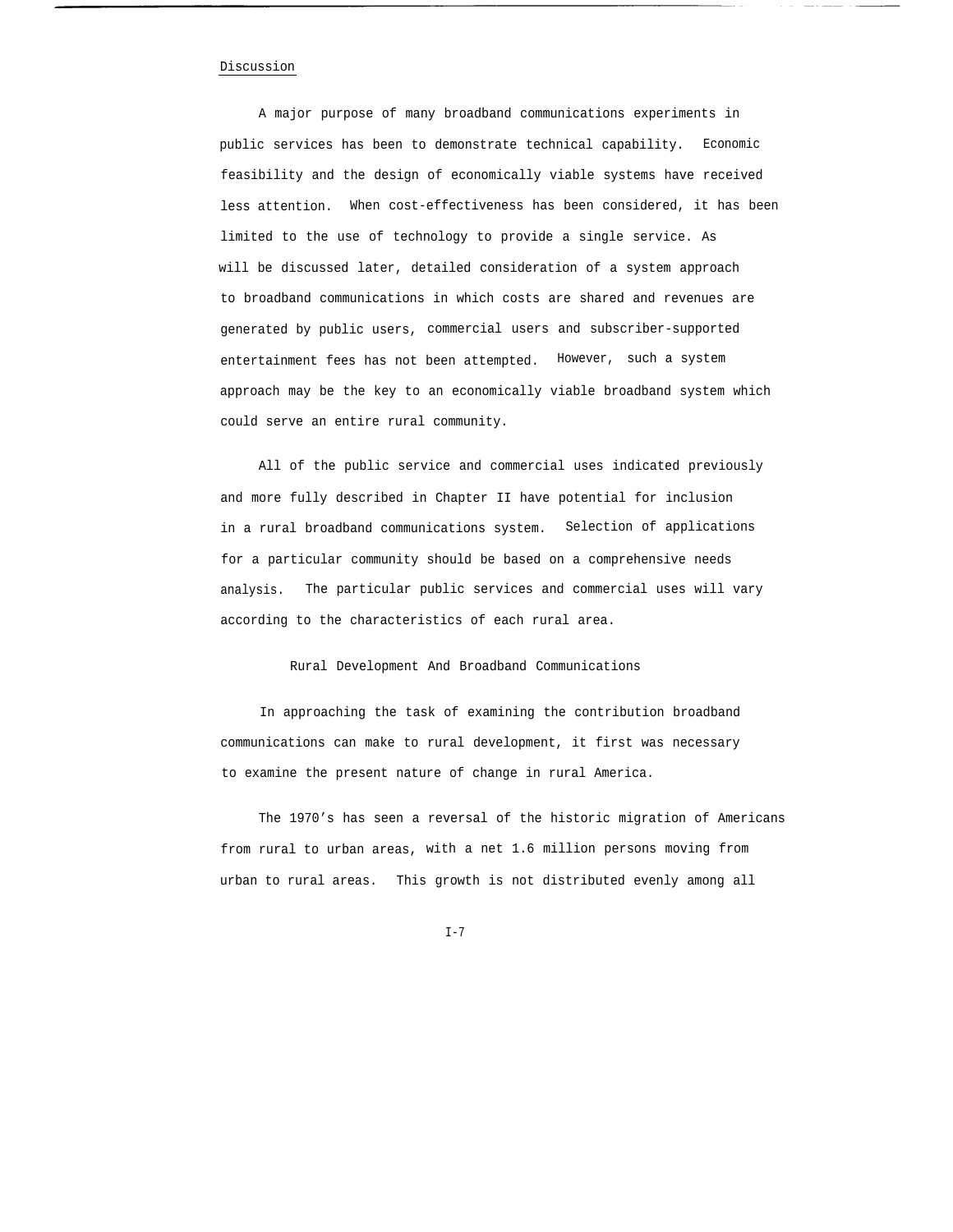## Discussion

A major purpose of many broadband communications experiments in public services has been to demonstrate technical capability. Economic feasibility and the design of economically viable systems have received less attention. When cost-effectiveness has been considered, it has been limited to the use of technology to provide a single service. As will be discussed later, detailed consideration of a system approach to broadband communications in which costs are shared and revenues are generated by public users, commercial users and subscriber-supported entertainment fees has not been attempted. However, such a system approach may be the key to an economically viable broadband system which could serve an entire rural community.

All of the public service and commercial uses indicated previously and more fully described in Chapter II have potential for inclusion in a rural broadband communications system. Selection of applications for a particular community should be based on a comprehensive needs analysis. The particular public services and commercial uses will vary according to the characteristics of each rural area.

### Rural Development And Broadband Communications

In approaching the task of examining the contribution broadband communications can make to rural development, it first was necessary to examine the present nature of change in rural America.

The 1970's has seen a reversal of the historic migration of Americans from rural to urban areas, with a net 1.6 million persons moving from urban to rural areas. This growth is not distributed evenly among all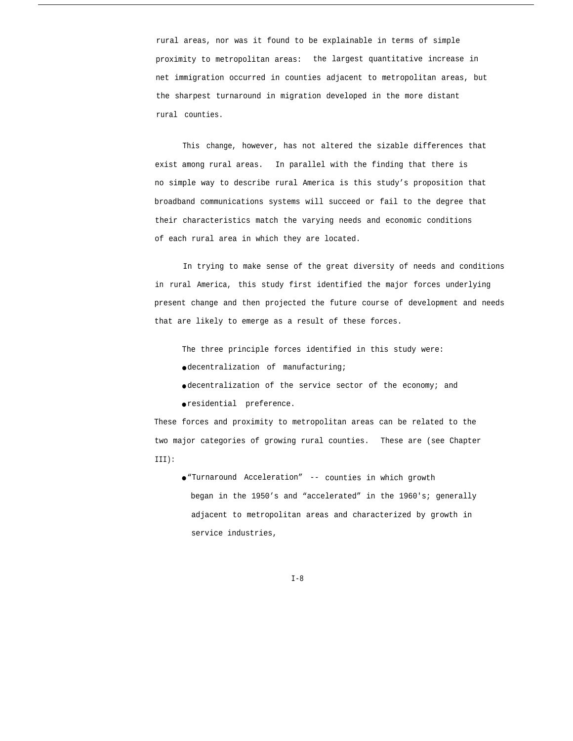rural areas, nor was it found to be explainable in terms of simple proximity to metropolitan areas: the largest quantitative increase in net immigration occurred in counties adjacent to metropolitan areas, but the sharpest turnaround in migration developed in the more distant rural counties.

This change, however, has not altered the sizable differences that exist among rural areas. In parallel with the finding that there is no simple way to describe rural America is this study's proposition that broadband communications systems will succeed or fail to the degree that their characteristics match the varying needs and economic conditions of each rural area in which they are located.

In trying to make sense of the great diversity of needs and conditions in rural America, this study first identified the major forces underlying present change and then projected the future course of development and needs that are likely to emerge as a result of these forces.

The three principle forces identified in this study were:

- decentralization of manufacturing;
- decentralization of the service sector of the economy; and
- residential preference.

These forces and proximity to metropolitan areas can be related to the two major categories of growing rural counties. These are (see Chapter III):

- "Turnaround Acceleration" -- counties in which growth began in the 1950's and "accelerated" in the 1960's; generally adjacent to metropolitan areas and characterized by growth in service industries,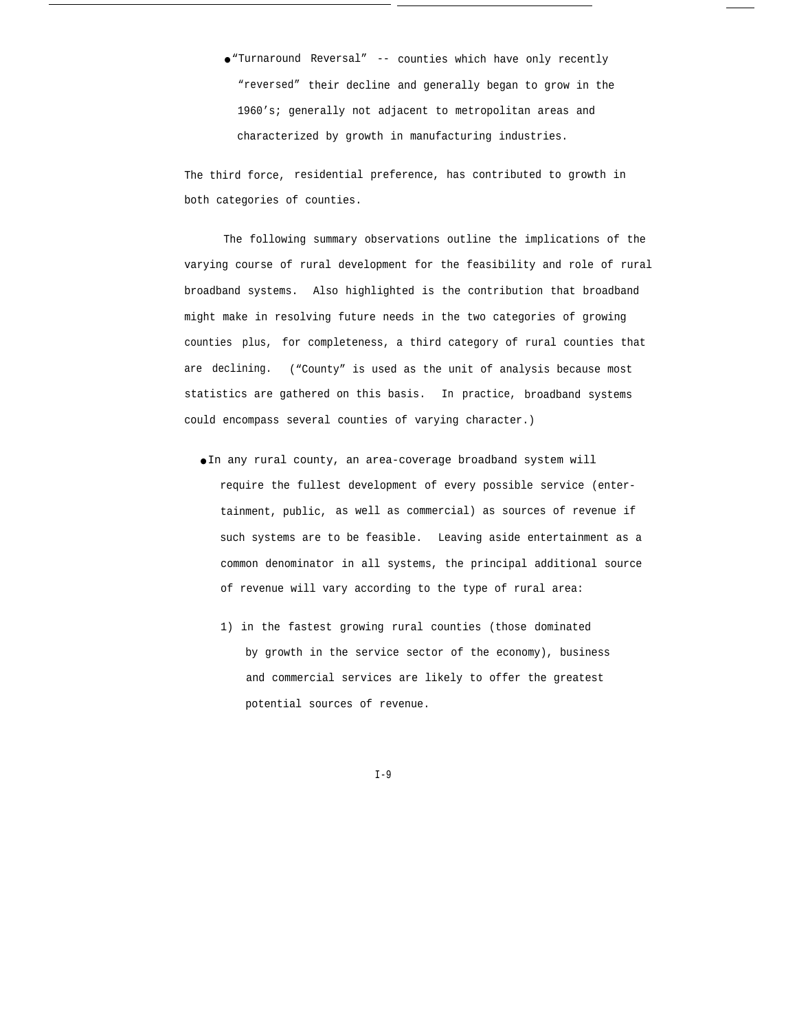- "Turnaround Reversal" -- counties which have only recently "reversed" their decline and generally began to grow in the 1960's; generally not adjacent to metropolitan areas and characterized by growth in manufacturing industries.

The third force, residential preference, has contributed to growth in both categories of counties.

The following summary observations outline the implications of the varying course of rural development for the feasibility and role of rural broadband systems. Also highlighted is the contribution that broadband might make in resolving future needs in the two categories of growing counties plus, for completeness, a third category of rural counties that are declining. ("County" is used as the unit of analysis because most statistics are gathered on this basis. In practice, broadband systems could encompass several counties of varying character.)

- In any rural county, an area-coverage broadband system will require the fullest development of every possible service (entertainment, public, as well as commercial) as sources of revenue if such systems are to be feasible. Leaving aside entertainment as a common denominator in all systems, the principal additional source of revenue will vary according to the type of rural area:

  1) in the fastest growing rural counties (those dominated by growth in the service sector of the economy), business and commercial services are likely to offer the greatest potential sources of revenue.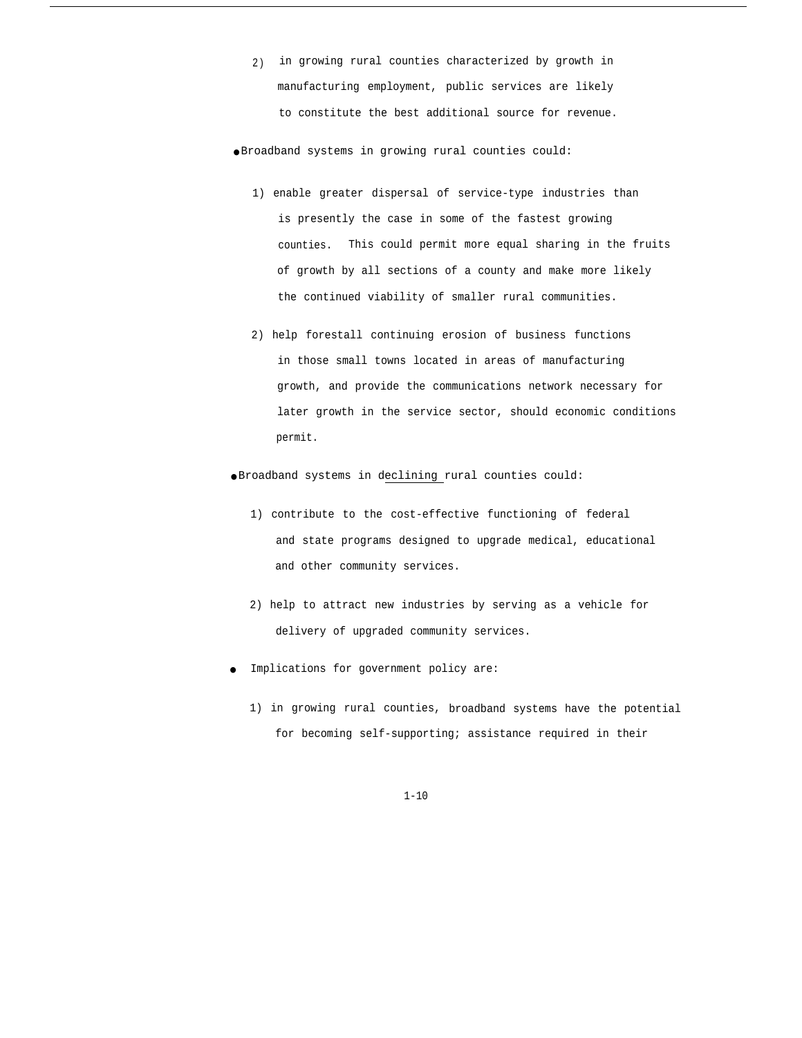2) in growing rural counties characterized by growth in manufacturing employment, public services are likely to constitute the best additional source for revenue.

- Broadband systems in growing rural counties could:

  1) enable greater dispersal of service-type industries than is presently the case in some of the fastest growing counties. This could permit more equal sharing in the fruits of growth by all sections of a county and make more likely the continued viability of smaller rural communities.

  2) help forestall continuing erosion of business functions in those small towns located in areas of manufacturing growth, and provide the communications network necessary for later growth in the service sector, should economic conditions permit.

- Broadband systems in declining rural counties could:

  1) contribute to the cost-effective functioning of federal and state programs designed to upgrade medical, educational and other community services.

  2) help to attract new industries by serving as a vehicle for delivery of upgraded community services.

- Implications for government policy are:

  1) in growing rural counties, broadband systems have the potential for becoming self-supporting; assistance required in their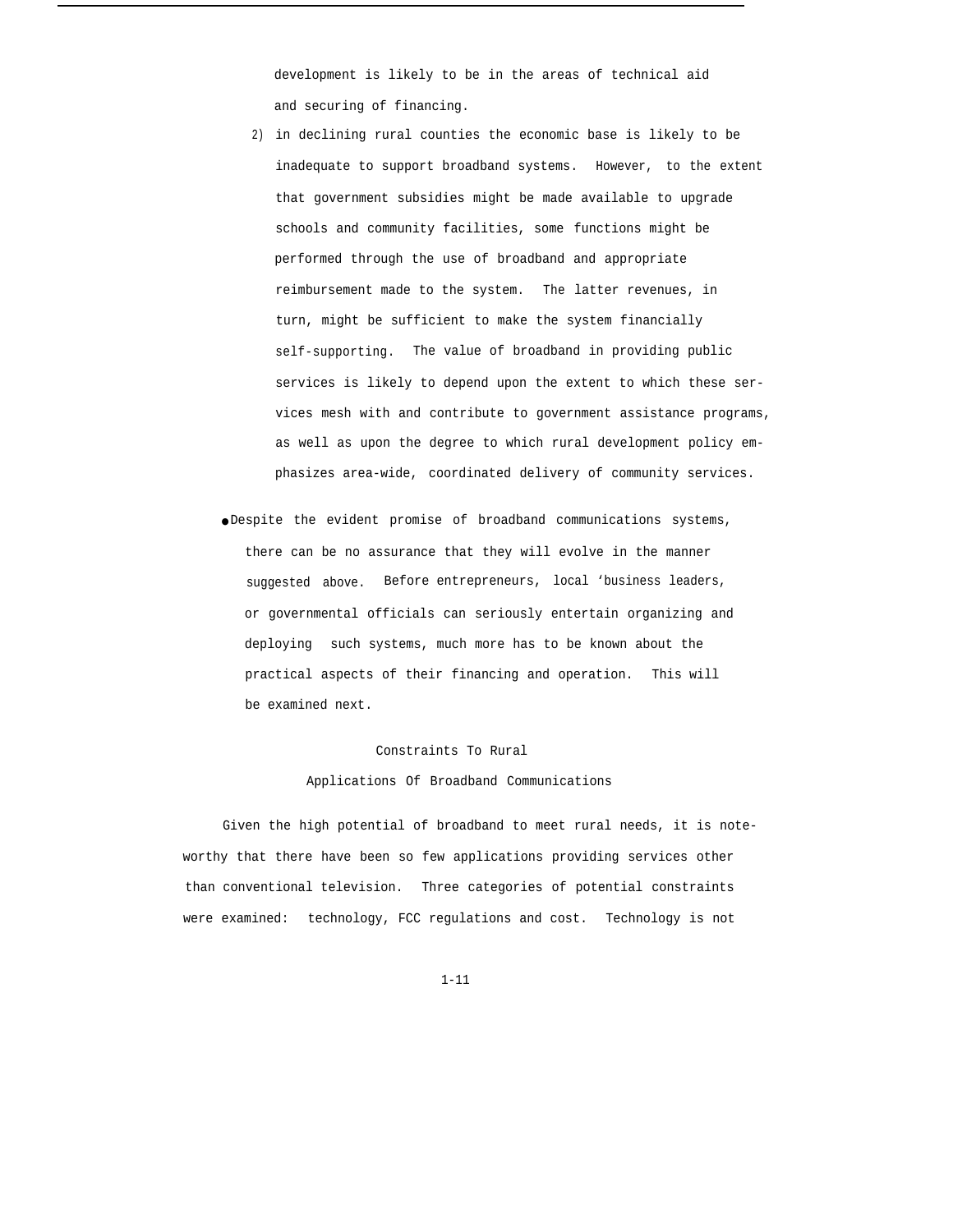development is likely to be in the areas of technical aid and securing of financing.

2) in declining rural counties the economic base is likely to be inadequate to support broadband systems. However, to the extent that government subsidies might be made available to upgrade schools and community facilities, some functions might be performed through the use of broadband and appropriate reimbursement made to the system. The latter revenues, in turn, might be sufficient to make the system financially self-supporting. The value of broadband in providing public services is likely to depend upon the extent to which these services mesh with and contribute to government assistance programs, as well as upon the degree to which rural development policy emphasizes area-wide, coordinated delivery of community services.

- Despite the evident promise of broadband communications systems, there can be no assurance that they will evolve in the manner suggested above. Before entrepreneurs, local 'business leaders, or governmental officials can seriously entertain organizing and deploying such systems, much more has to be known about the practical aspects of their financing and operation. This will be examined next.

## Constraints To Rural Applications Of Broadband Communications

Given the high potential of broadband to meet rural needs, it is noteworthy that there have been so few applications providing services other than conventional television. Three categories of potential constraints were examined: technology, FCC regulations and cost. Technology is not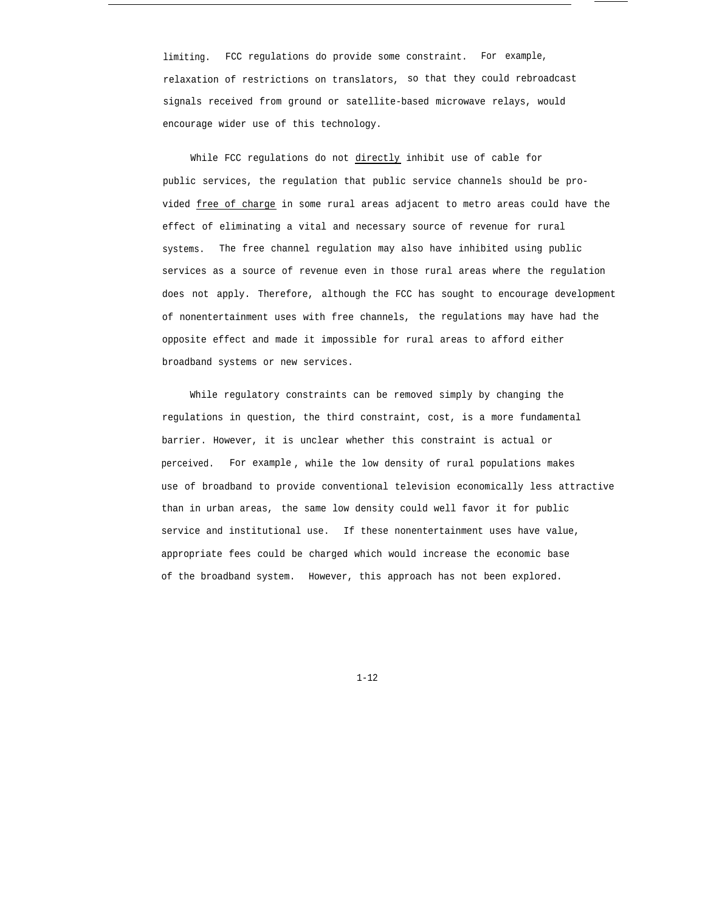limiting. FCC regulations do provide some constraint. For example, relaxation of restrictions on translators, so that they could rebroadcast signals received from ground or satellite-based microwave relays, would encourage wider use of this technology.

While FCC regulations do not directly inhibit use of cable for public services, the regulation that public service channels should be provided free of charge in some rural areas adjacent to metro areas could have the effect of eliminating a vital and necessary source of revenue for rural systems. The free channel regulation may also have inhibited using public services as a source of revenue even in those rural areas where the regulation does not apply. Therefore, although the FCC has sought to encourage development of nonentertainment uses with free channels, the regulations may have had the opposite effect and made it impossible for rural areas to afford either broadband systems or new services.

While regulatory constraints can be removed simply by changing the regulations in question, the third constraint, cost, is a more fundamental barrier. However, it is unclear whether this constraint is actual or perceived. For example, while the low density of rural populations makes use of broadband to provide conventional television economically less attractive than in urban areas, the same low density could well favor it for public service and institutional use. If these nonentertainment uses have value, appropriate fees could be charged which would increase the economic base of the broadband system. However, this approach has not been explored.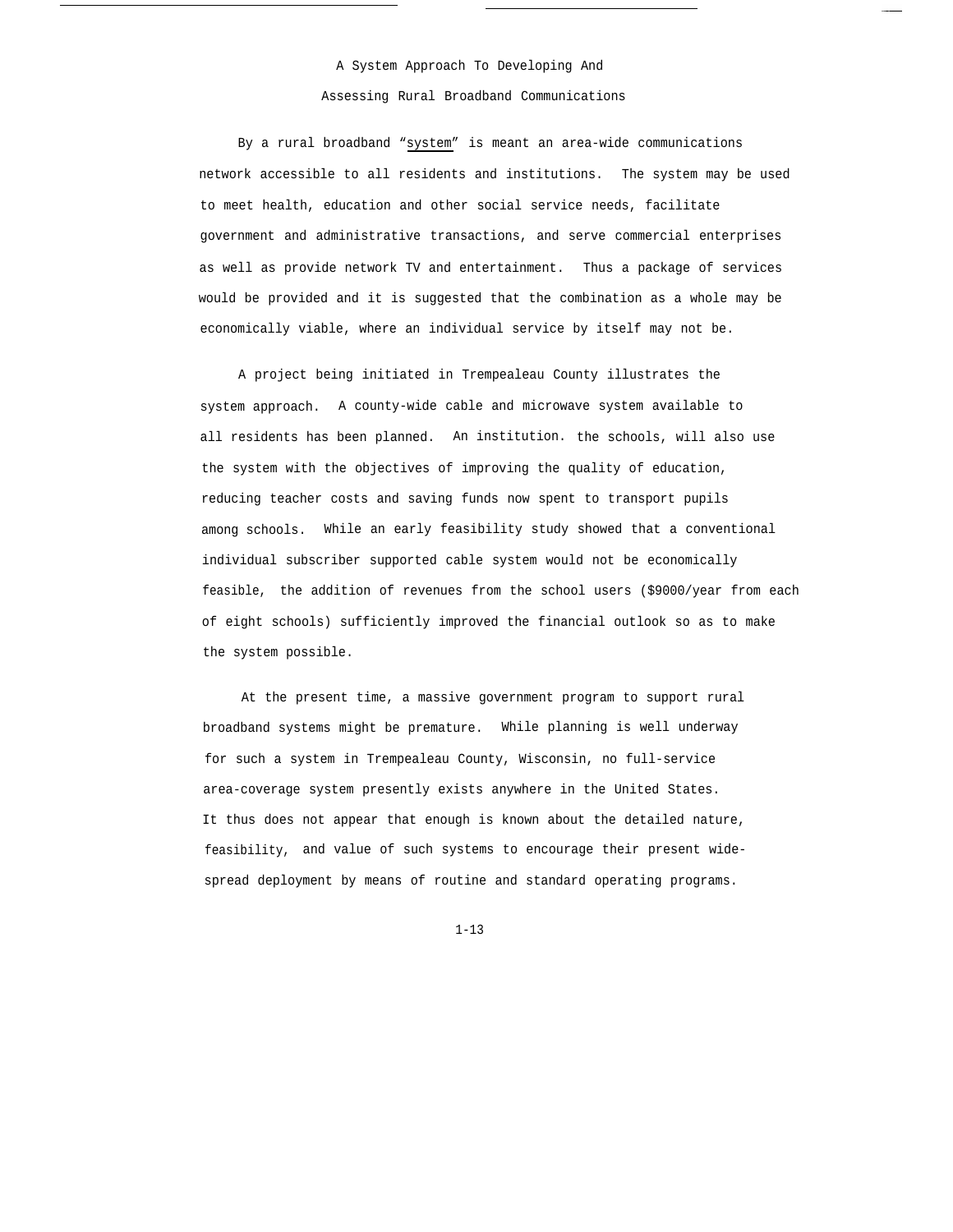## A System Approach To Developing And Assessing Rural Broadband Communications

By a rural broadband "system" is meant an area-wide communications network accessible to all residents and institutions. The system may be used to meet health, education and other social service needs, facilitate government and administrative transactions, and serve commercial enterprises as well as provide network TV and entertainment. Thus a package of services would be provided and it is suggested that the combination as a whole may be economically viable, where an individual service by itself may not be.

A project being initiated in Trempealeau County illustrates the system approach. A county-wide cable and microwave system available to all residents has been planned. An institution. the schools, will also use the system with the objectives of improving the quality of education, reducing teacher costs and saving funds now spent to transport pupils among schools. While an early feasibility study showed that a conventional individual subscriber supported cable system would not be economically feasible, the addition of revenues from the school users ($9000/year from each of eight schools) sufficiently improved the financial outlook so as to make the system possible.

At the present time, a massive government program to support rural broadband systems might be premature. While planning is well underway for such a system in Trempealeau County, Wisconsin, no full-service area-coverage system presently exists anywhere in the United States. It thus does not appear that enough is known about the detailed nature, feasibility, and value of such systems to encourage their present wide-spread deployment by means of routine and standard operating programs.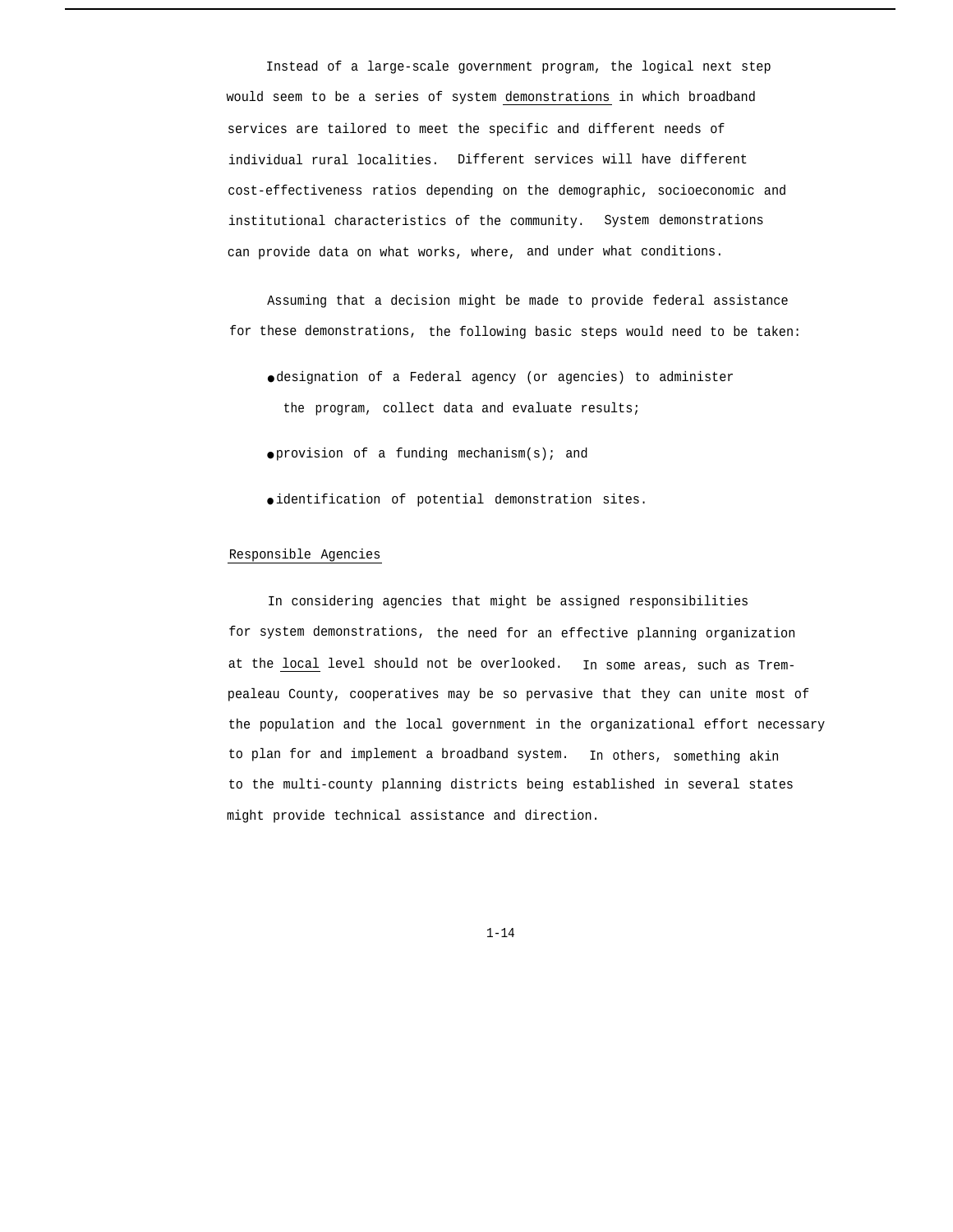Instead of a large-scale government program, the logical next step would seem to be a series of system demonstrations in which broadband services are tailored to meet the specific and different needs of individual rural localities. Different services will have different cost-effectiveness ratios depending on the demographic, socioeconomic and institutional characteristics of the community. System demonstrations can provide data on what works, where, and under what conditions.

Assuming that a decision might be made to provide federal assistance for these demonstrations, the following basic steps would need to be taken:

- designation of a Federal agency (or agencies) to administer the program, collect data and evaluate results;
- provision of a funding mechanism(s); and
- identification of potential demonstration sites.

## Responsible Agencies

In considering agencies that might be assigned responsibilities for system demonstrations, the need for an effective planning organization at the local level should not be overlooked. In some areas, such as Trempealeau County, cooperatives may be so pervasive that they can unite most of the population and the local government in the organizational effort necessary to plan for and implement a broadband system. In others, something akin to the multi-county planning districts being established in several states might provide technical assistance and direction.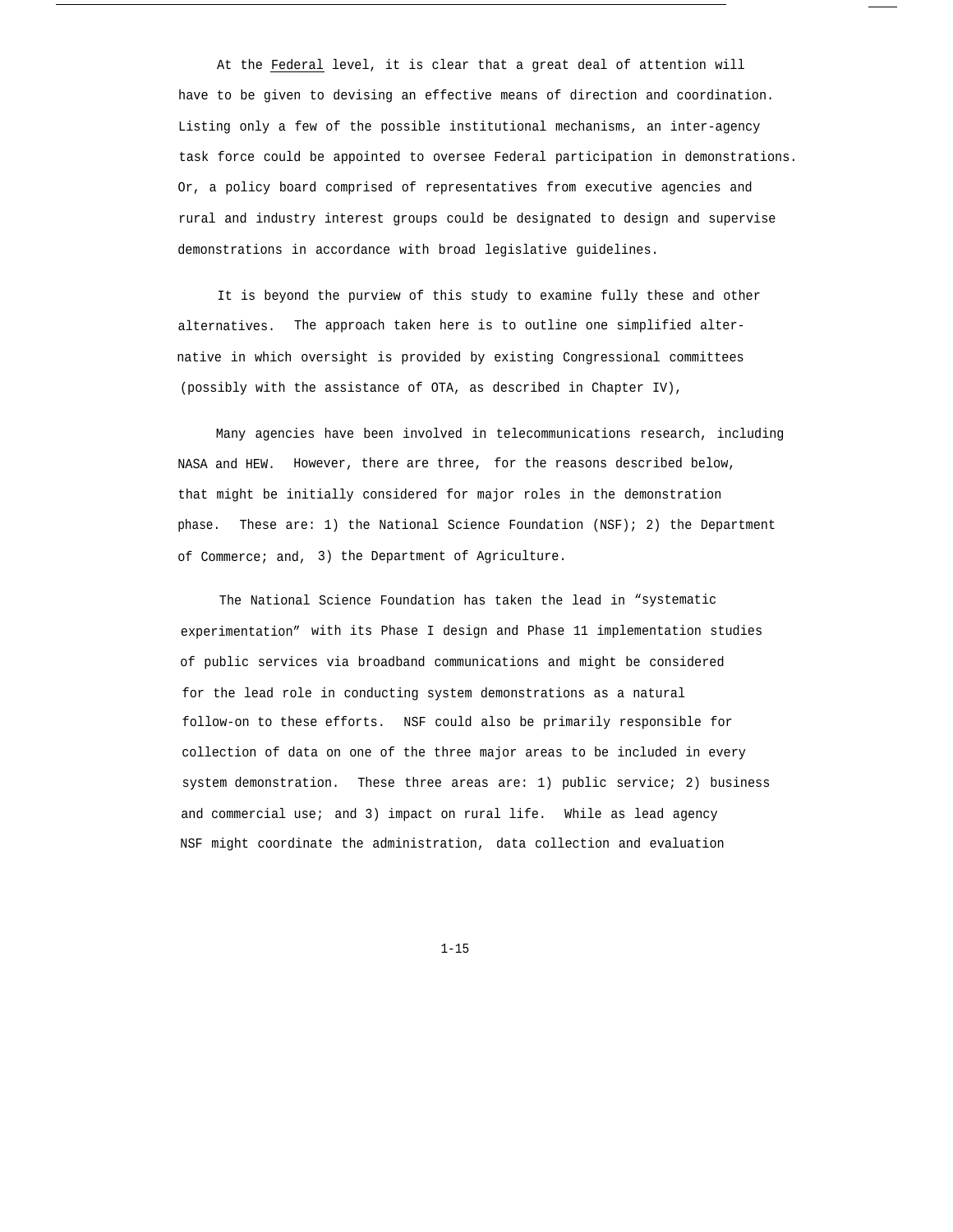At the <u>Federal</u> level, it is clear that a great deal of attention will have to be given to devising an effective means of direction and coordination. Listing only a few of the possible institutional mechanisms, an inter-agency task force could be appointed to oversee Federal participation in demonstrations. Or, a policy board comprised of representatives from executive agencies and rural and industry interest groups could be designated to design and supervise demonstrations in accordance with broad legislative guidelines.

It is beyond the purview of this study to examine fully these and other alternatives. The approach taken here is to outline one simplified alternative in which oversight is provided by existing Congressional committees (possibly with the assistance of OTA, as described in Chapter IV),

Many agencies have been involved in telecommunications research, including NASA and HEW. However, there are three, for the reasons described below, that might be initially considered for major roles in the demonstration phase. These are: 1) the National Science Foundation (NSF); 2) the Department of Commerce; and, 3) the Department of Agriculture.

The National Science Foundation has taken the lead in "systematic experimentation" with its Phase I design and Phase 11 implementation studies of public services via broadband communications and might be considered for the lead role in conducting system demonstrations as a natural follow-on to these efforts. NSF could also be primarily responsible for collection of data on one of the three major areas to be included in every system demonstration. These three areas are: 1) public service; 2) business and commercial use; and 3) impact on rural life. While as lead agency NSF might coordinate the administration, data collection and evaluation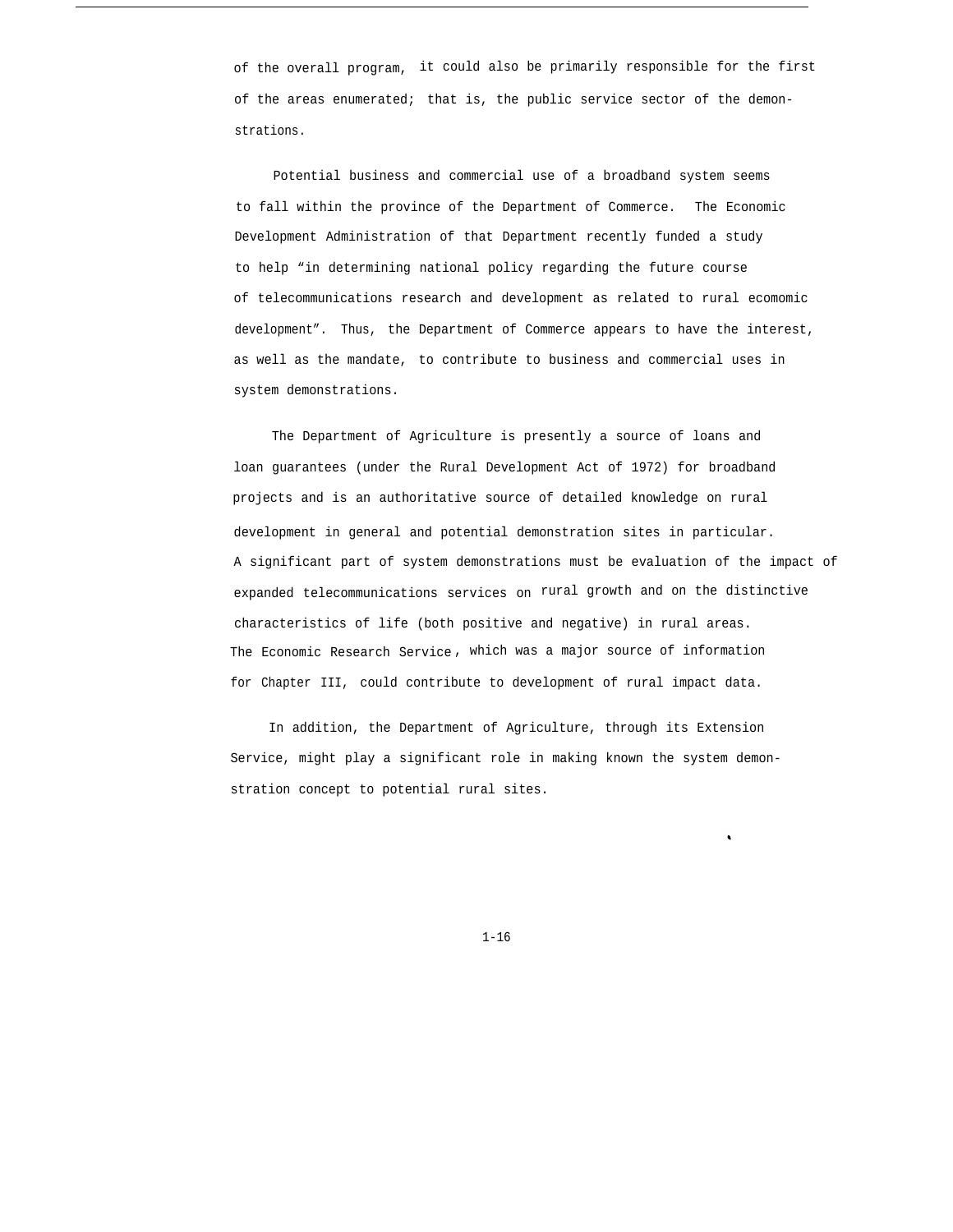of the overall program, it could also be primarily responsible for the first of the areas enumerated; that is, the public service sector of the demonstrations.

Potential business and commercial use of a broadband system seems to fall within the province of the Department of Commerce. The Economic Development Administration of that Department recently funded a study to help "in determining national policy regarding the future course of telecommunications research and development as related to rural ecomomic development". Thus, the Department of Commerce appears to have the interest, as well as the mandate, to contribute to business and commercial uses in system demonstrations.

The Department of Agriculture is presently a source of loans and loan guarantees (under the Rural Development Act of 1972) for broadband projects and is an authoritative source of detailed knowledge on rural development in general and potential demonstration sites in particular. A significant part of system demonstrations must be evaluation of the impact of expanded telecommunications services on rural growth and on the distinctive characteristics of life (both positive and negative) in rural areas. The Economic Research Service, which was a major source of information for Chapter III, could contribute to development of rural impact data.

In addition, the Department of Agriculture, through its Extension Service, might play a significant role in making known the system demonstration concept to potential rural sites.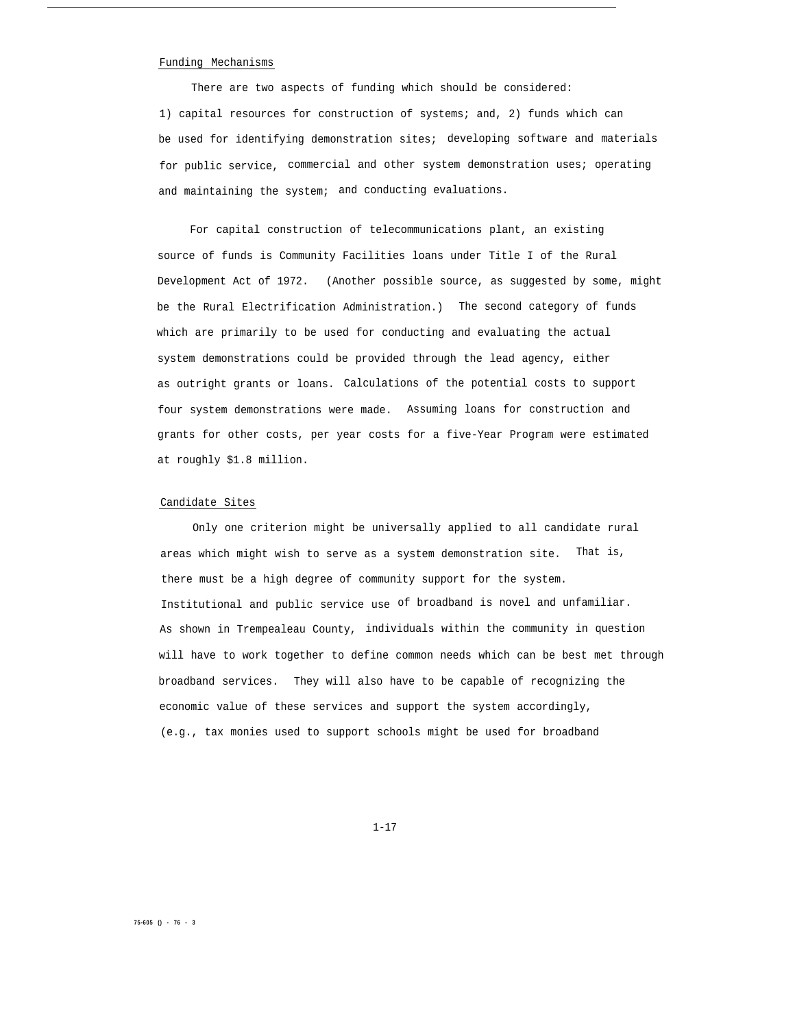## Funding Mechanisms

There are two aspects of funding which should be considered: 1) capital resources for construction of systems; and, 2) funds which can be used for identifying demonstration sites; developing software and materials for public service, commercial and other system demonstration uses; operating and maintaining the system; and conducting evaluations.

For capital construction of telecommunications plant, an existing source of funds is Community Facilities loans under Title I of the Rural Development Act of 1972. (Another possible source, as suggested by some, might be the Rural Electrification Administration.) The second category of funds which are primarily to be used for conducting and evaluating the actual system demonstrations could be provided through the lead agency, either as outright grants or loans. Calculations of the potential costs to support four system demonstrations were made. Assuming loans for construction and grants for other costs, per year costs for a five-Year Program were estimated at roughly $1.8 million.

## Candidate Sites

Only one criterion might be universally applied to all candidate rural areas which might wish to serve as a system demonstration site. That is, there must be a high degree of community support for the system. Institutional and public service use of broadband is novel and unfamiliar. As shown in Trempealeau County, individuals within the community in question will have to work together to define common needs which can be best met through broadband services. They will also have to be capable of recognizing the economic value of these services and support the system accordingly, (e.g., tax monies used to support schools might be used for broadband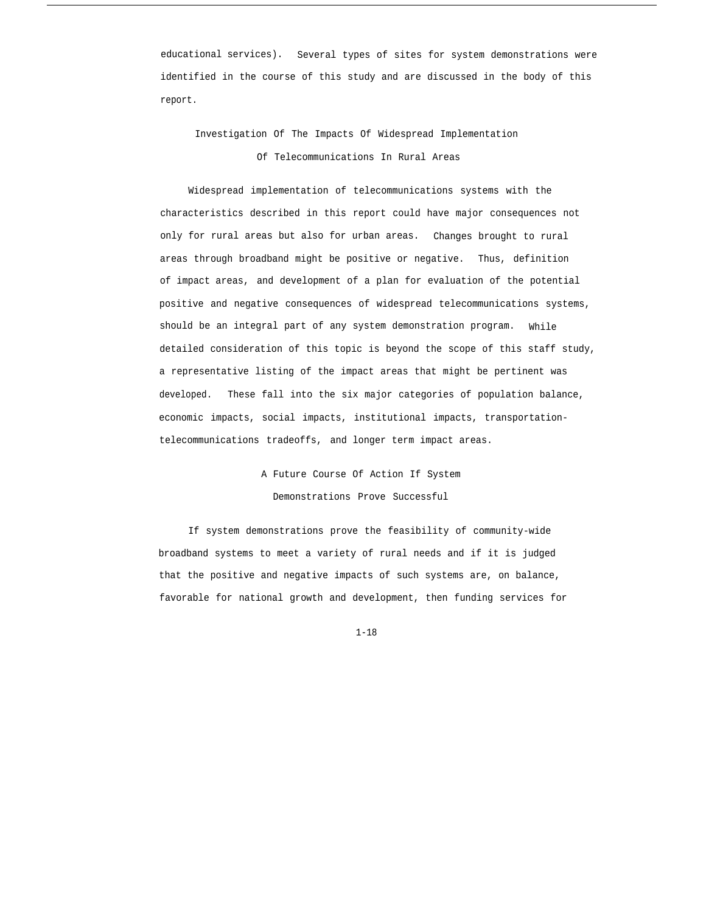educational services). Several types of sites for system demonstrations were identified in the course of this study and are discussed in the body of this report.

## Investigation Of The Impacts Of Widespread Implementation Of Telecommunications In Rural Areas

Widespread implementation of telecommunications systems with the characteristics described in this report could have major consequences not only for rural areas but also for urban areas. Changes brought to rural areas through broadband might be positive or negative. Thus, definition of impact areas, and development of a plan for evaluation of the potential positive and negative consequences of widespread telecommunications systems, should be an integral part of any system demonstration program. While detailed consideration of this topic is beyond the scope of this staff study, a representative listing of the impact areas that might be pertinent was developed. These fall into the six major categories of population balance, economic impacts, social impacts, institutional impacts, transportation-telecommunications tradeoffs, and longer term impact areas.

## A Future Course Of Action If System Demonstrations Prove Successful

If system demonstrations prove the feasibility of community-wide broadband systems to meet a variety of rural needs and if it is judged that the positive and negative impacts of such systems are, on balance, favorable for national growth and development, then funding services for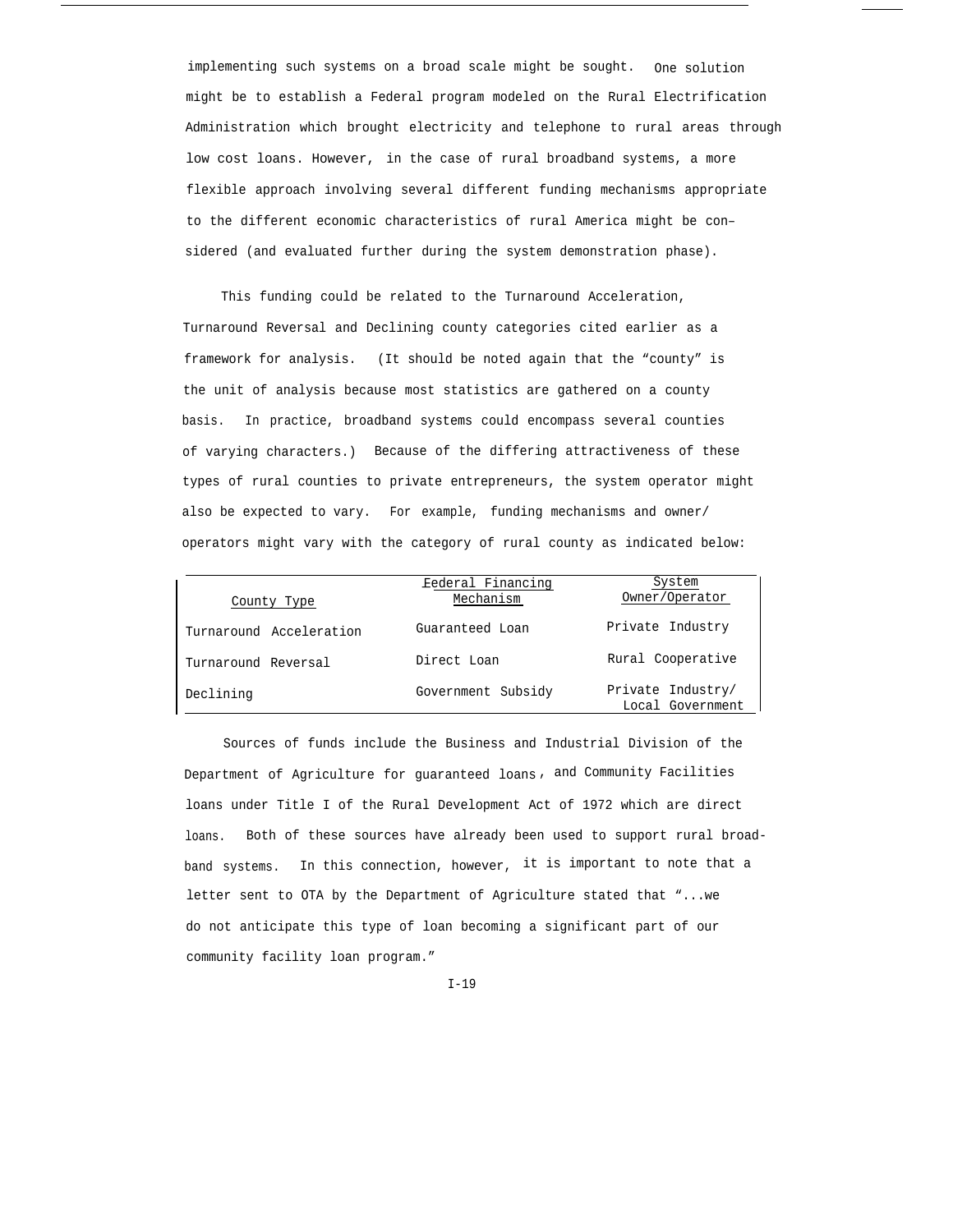implementing such systems on a broad scale might be sought. One solution might be to establish a Federal program modeled on the Rural Electrification Administration which brought electricity and telephone to rural areas through low cost loans. However, in the case of rural broadband systems, a more flexible approach involving several different funding mechanisms appropriate to the different economic characteristics of rural America might be considered (and evaluated further during the system demonstration phase).

This funding could be related to the Turnaround Acceleration, Turnaround Reversal and Declining county categories cited earlier as a framework for analysis. (It should be noted again that the "county" is the unit of analysis because most statistics are gathered on a county basis. In practice, broadband systems could encompass several counties of varying characters.) Because of the differing attractiveness of these types of rural counties to private entrepreneurs, the system operator might also be expected to vary. For example, funding mechanisms and owner/operators might vary with the category of rural county as indicated below:

| County Type | Federal Financing Mechanism | System Owner/Operator |
|---|---|---|
| Turnaround Acceleration | Guaranteed Loan | Private Industry |
| Turnaround Reversal | Direct Loan | Rural Cooperative |
| Declining | Government Subsidy | Private Industry/ Local Government |

Sources of funds include the Business and Industrial Division of the Department of Agriculture for guaranteed loans, and Community Facilities loans under Title I of the Rural Development Act of 1972 which are direct loans. Both of these sources have already been used to support rural broadband systems. In this connection, however, it is important to note that a letter sent to OTA by the Department of Agriculture stated that "...we do not anticipate this type of loan becoming a significant part of our community facility loan program."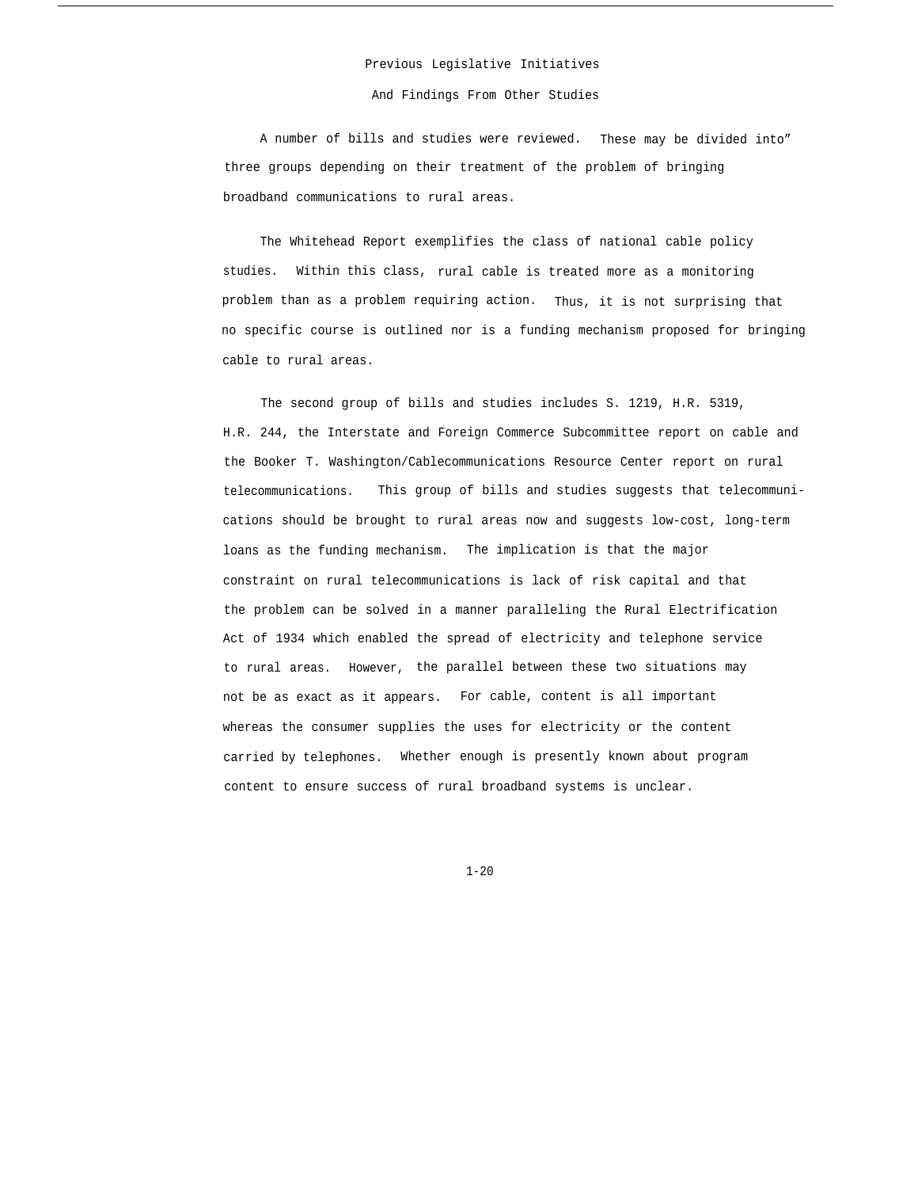## Previous Legislative Initiatives

## And Findings From Other Studies

A number of bills and studies were reviewed. These may be divided into” three groups depending on their treatment of the problem of bringing broadband communications to rural areas.

The Whitehead Report exemplifies the class of national cable policy studies. Within this class, rural cable is treated more as a monitoring problem than as a problem requiring action. Thus, it is not surprising that no specific course is outlined nor is a funding mechanism proposed for bringing cable to rural areas.

The second group of bills and studies includes S. 1219, H.R. 5319, H.R. 244, the Interstate and Foreign Commerce Subcommittee report on cable and the Booker T. Washington/Cablecommunications Resource Center report on rural telecommunications. This group of bills and studies suggests that telecommunications should be brought to rural areas now and suggests low-cost, long-term loans as the funding mechanism. The implication is that the major constraint on rural telecommunications is lack of risk capital and that the problem can be solved in a manner paralleling the Rural Electrification Act of 1934 which enabled the spread of electricity and telephone service to rural areas. However, the parallel between these two situations may not be as exact as it appears. For cable, content is all important whereas the consumer supplies the uses for electricity or the content carried by telephones. Whether enough is presently known about program content to ensure success of rural broadband systems is unclear.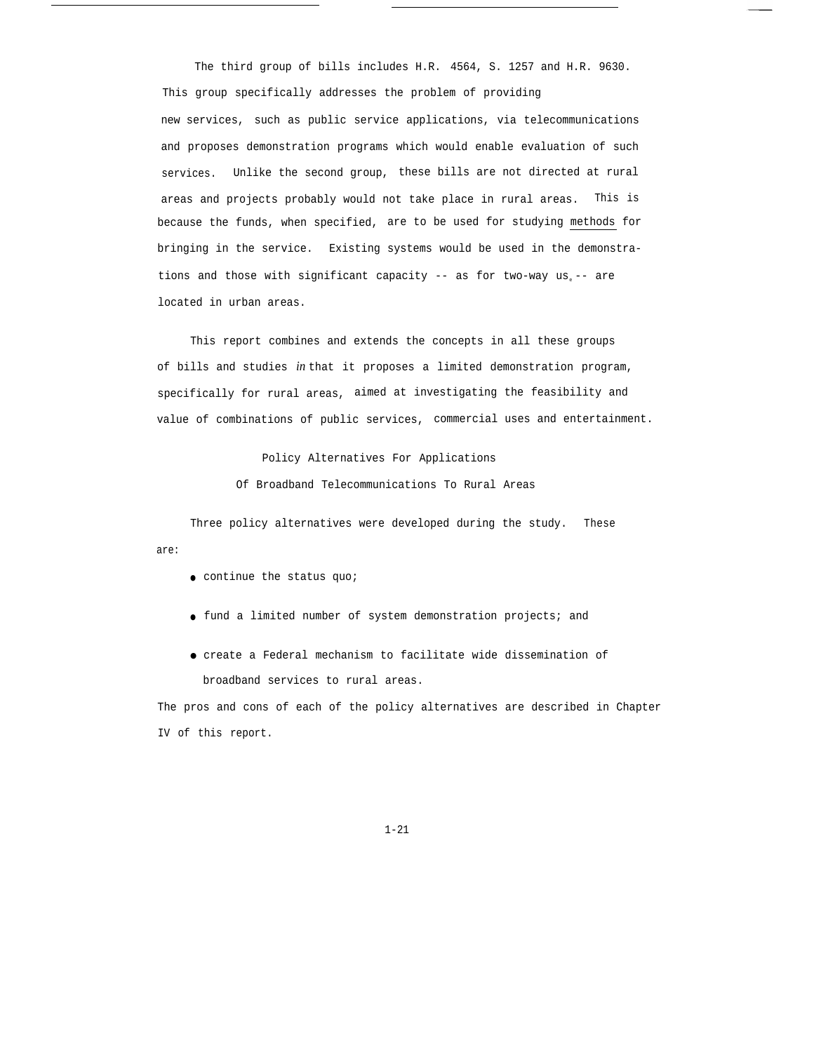The third group of bills includes H.R. 4564, S. 1257 and H.R. 9630. This group specifically addresses the problem of providing new services, such as public service applications, via telecommunications and proposes demonstration programs which would enable evaluation of such services. Unlike the second group, these bills are not directed at rural areas and projects probably would not take place in rural areas. This is because the funds, when specified, are to be used for studying methods for bringing in the service. Existing systems would be used in the demonstrations and those with significant capacity -- as for two-way use -- are located in urban areas.

This report combines and extends the concepts in all these groups of bills and studies *in* that it proposes a limited demonstration program, specifically for rural areas, aimed at investigating the feasibility and value of combinations of public services, commercial uses and entertainment.

## Policy Alternatives For Applications Of Broadband Telecommunications To Rural Areas

Three policy alternatives were developed during the study. These are:

- continue the status quo;
- fund a limited number of system demonstration projects; and
- create a Federal mechanism to facilitate wide dissemination of broadband services to rural areas.

The pros and cons of each of the policy alternatives are described in Chapter IV of this report.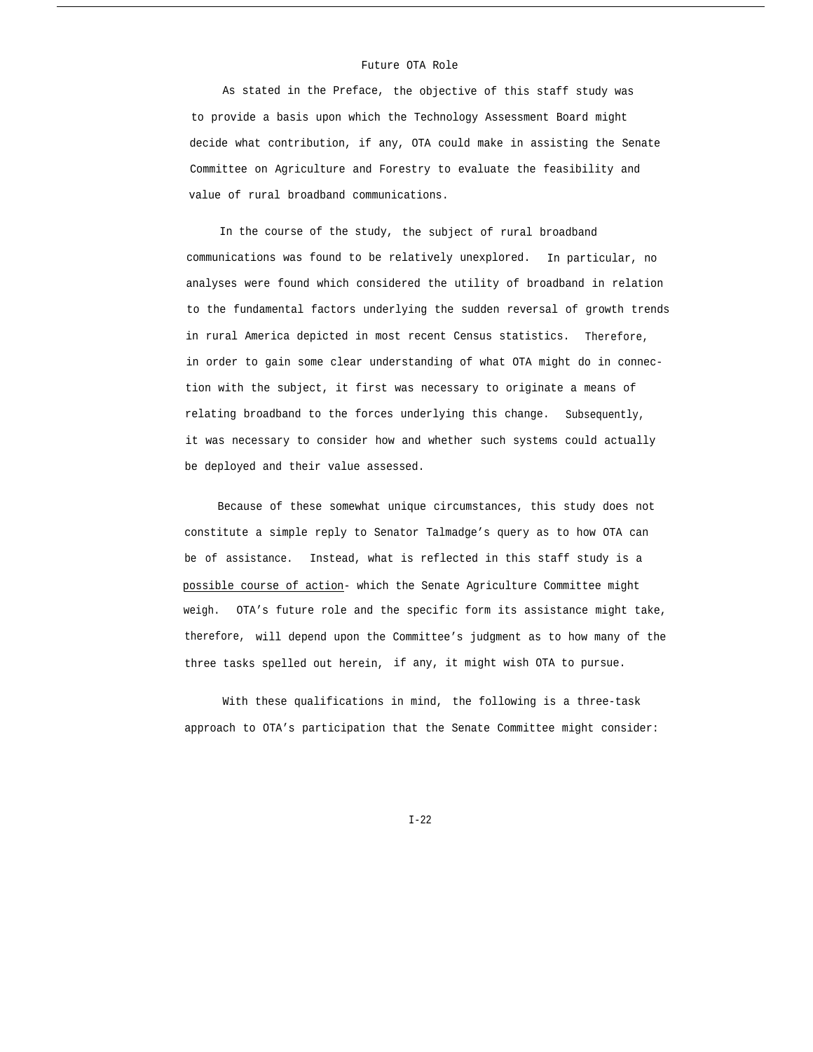## Future OTA Role

As stated in the Preface, the objective of this staff study was to provide a basis upon which the Technology Assessment Board might decide what contribution, if any, OTA could make in assisting the Senate Committee on Agriculture and Forestry to evaluate the feasibility and value of rural broadband communications.

In the course of the study, the subject of rural broadband communications was found to be relatively unexplored. In particular, no analyses were found which considered the utility of broadband in relation to the fundamental factors underlying the sudden reversal of growth trends in rural America depicted in most recent Census statistics. Therefore, in order to gain some clear understanding of what OTA might do in connection with the subject, it first was necessary to originate a means of relating broadband to the forces underlying this change. Subsequently, it was necessary to consider how and whether such systems could actually be deployed and their value assessed.

Because of these somewhat unique circumstances, this study does not constitute a simple reply to Senator Talmadge's query as to how OTA can be of assistance. Instead, what is reflected in this staff study is a possible course of action- which the Senate Agriculture Committee might weigh. OTA's future role and the specific form its assistance might take, therefore, will depend upon the Committee's judgment as to how many of the three tasks spelled out herein, if any, it might wish OTA to pursue.

With these qualifications in mind, the following is a three-task approach to OTA's participation that the Senate Committee might consider: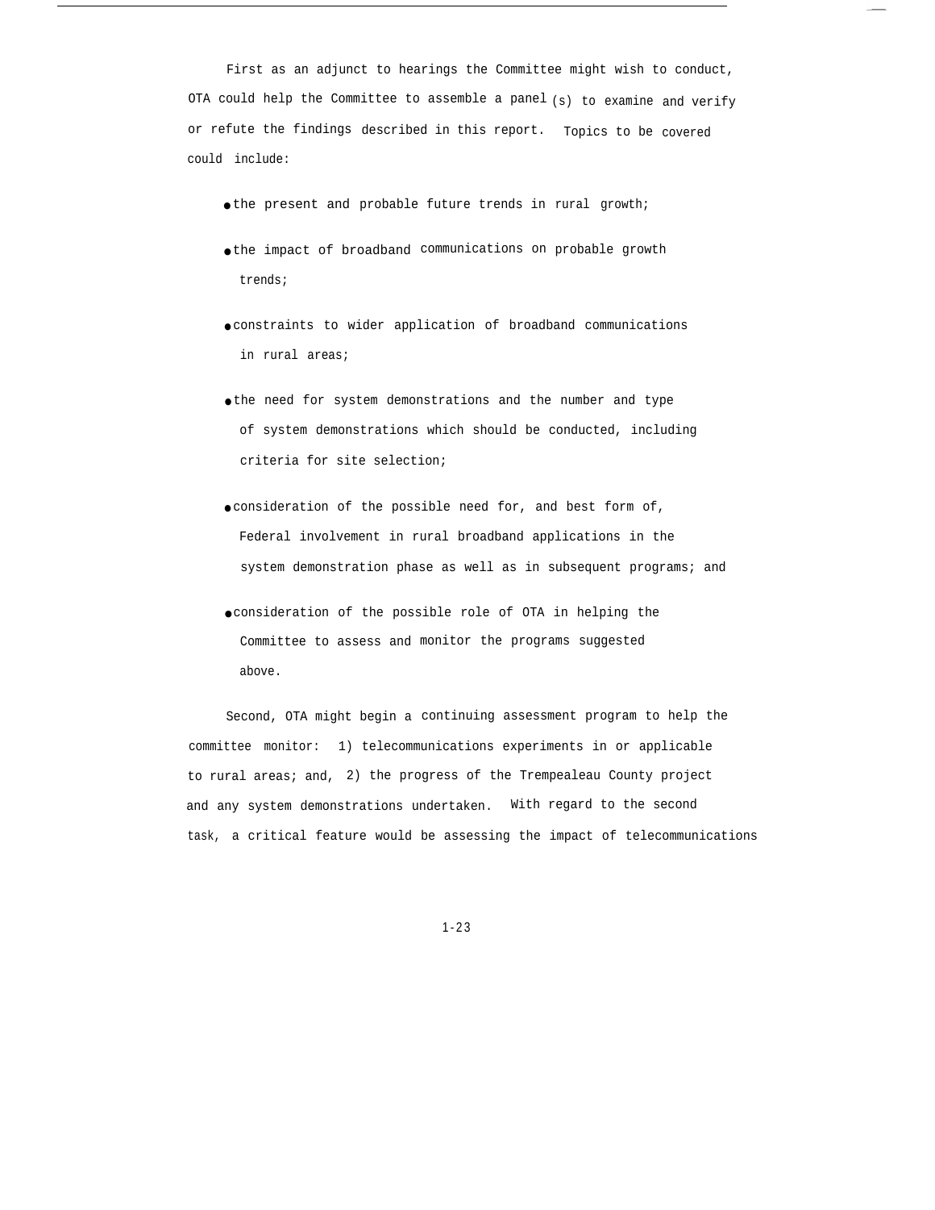First as an adjunct to hearings the Committee might wish to conduct, OTA could help the Committee to assemble a panel (s) to examine and verify or refute the findings described in this report. Topics to be covered could include:

- the present and probable future trends in rural growth;
- the impact of broadband communications on probable growth trends;
- constraints to wider application of broadband communications in rural areas;
- the need for system demonstrations and the number and type of system demonstrations which should be conducted, including criteria for site selection;
- consideration of the possible need for, and best form of, Federal involvement in rural broadband applications in the system demonstration phase as well as in subsequent programs; and
- consideration of the possible role of OTA in helping the Committee to assess and monitor the programs suggested above.

Second, OTA might begin a continuing assessment program to help the committee monitor: 1) telecommunications experiments in or applicable to rural areas; and, 2) the progress of the Trempealeau County project and any system demonstrations undertaken. With regard to the second task, a critical feature would be assessing the impact of telecommunications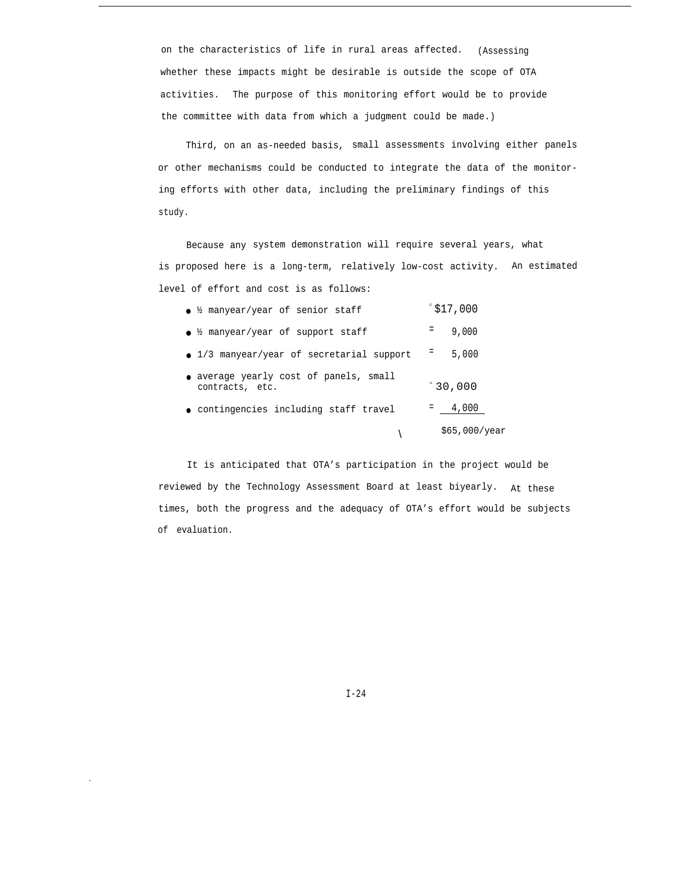on the characteristics of life in rural areas affected. (Assessing whether these impacts might be desirable is outside the scope of OTA activities. The purpose of this monitoring effort would be to provide the committee with data from which a judgment could be made.)

Third, on an as-needed basis, small assessments involving either panels or other mechanisms could be conducted to integrate the data of the monitoring efforts with other data, including the preliminary findings of this study.

Because any system demonstration will require several years, what is proposed here is a long-term, relatively low-cost activity. An estimated level of effort and cost is as follows:

| | | |
|---|---|---|
| ● ½ manyear/year of senior staff | = | $17,000 |
| ● ½ manyear/year of support staff | = | 9,000 |
| ● 1/3 manyear/year of secretarial support | = | 5,000 |
| ● average yearly cost of panels, small contracts, etc. | = | 30,000 |
| ● contingencies including staff travel | = | 4,000 |
| | | $65,000/year |

It is anticipated that OTA's participation in the project would be reviewed by the Technology Assessment Board at least biyearly. At these times, both the progress and the adequacy of OTA's effort would be subjects of evaluation.